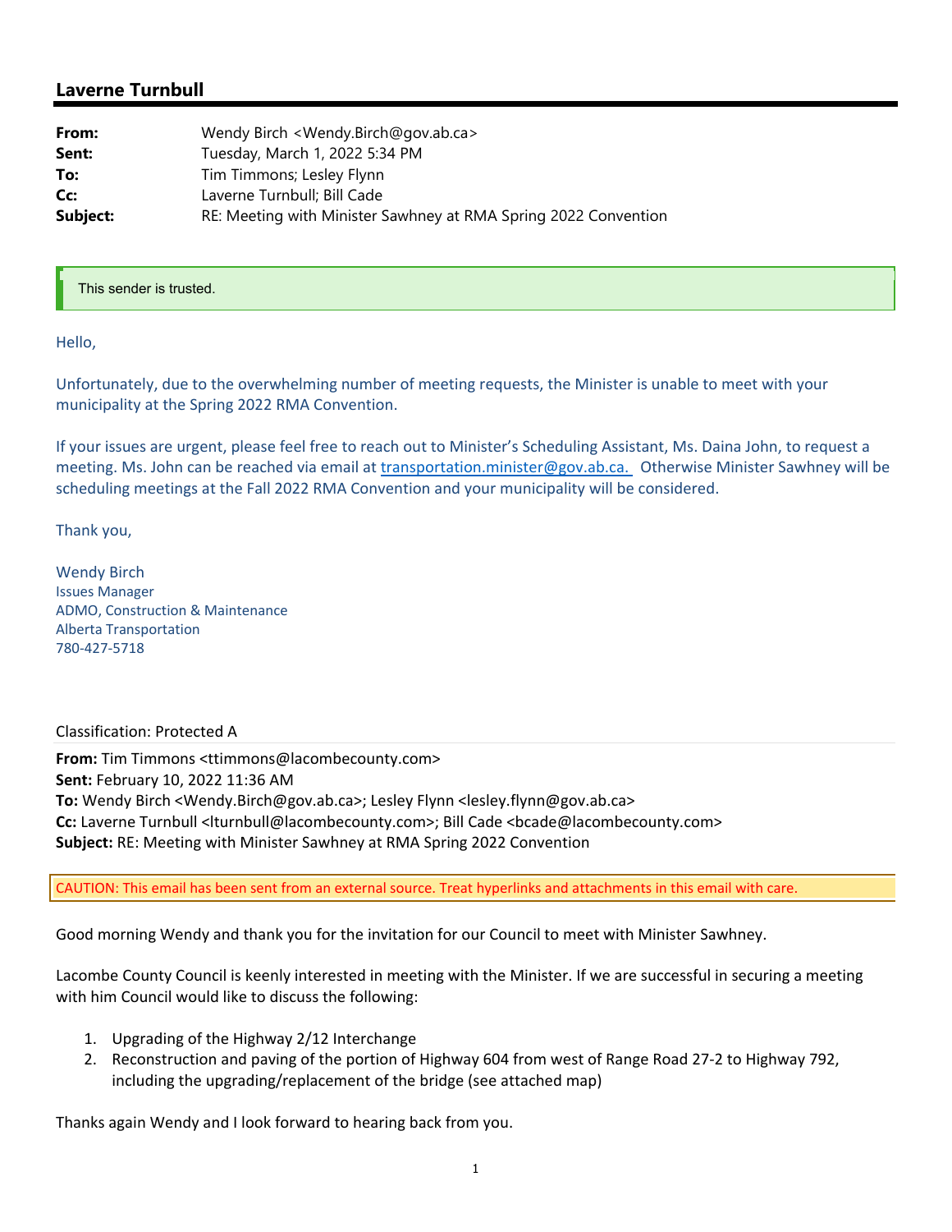## Laverne Turnbull

| | |
|---|---|
| **From:** | Wendy Birch <Wendy.Birch@gov.ab.ca> |
| **Sent:** | Tuesday, March 1, 2022 5:34 PM |
| **To:** | Tim Timmons; Lesley Flynn |
| **Cc:** | Laverne Turnbull; Bill Cade |
| **Subject:** | RE: Meeting with Minister Sawhney at RMA Spring 2022 Convention |

This sender is trusted.

Hello,

Unfortunately, due to the overwhelming number of meeting requests, the Minister is unable to meet with your municipality at the Spring 2022 RMA Convention.

If your issues are urgent, please feel free to reach out to Minister's Scheduling Assistant, Ms. Daina John, to request a meeting. Ms. John can be reached via email at transportation.minister@gov.ab.ca. Otherwise Minister Sawhney will be scheduling meetings at the Fall 2022 RMA Convention and your municipality will be considered.

Thank you,

Wendy Birch
Issues Manager
ADMO, Construction & Maintenance
Alberta Transportation
780-427-5718

Classification: Protected A

**From:** Tim Timmons <ttimmons@lacombecounty.com>
**Sent:** February 10, 2022 11:36 AM
**To:** Wendy Birch <Wendy.Birch@gov.ab.ca>; Lesley Flynn <lesley.flynn@gov.ab.ca>
**Cc:** Laverne Turnbull <lturnbull@lacombecounty.com>; Bill Cade <bcade@lacombecounty.com>
**Subject:** RE: Meeting with Minister Sawhney at RMA Spring 2022 Convention

CAUTION: This email has been sent from an external source. Treat hyperlinks and attachments in this email with care.

Good morning Wendy and thank you for the invitation for our Council to meet with Minister Sawhney.

Lacombe County Council is keenly interested in meeting with the Minister. If we are successful in securing a meeting with him Council would like to discuss the following:

1. Upgrading of the Highway 2/12 Interchange
2. Reconstruction and paving of the portion of Highway 604 from west of Range Road 27-2 to Highway 792, including the upgrading/replacement of the bridge (see attached map)

Thanks again Wendy and I look forward to hearing back from you.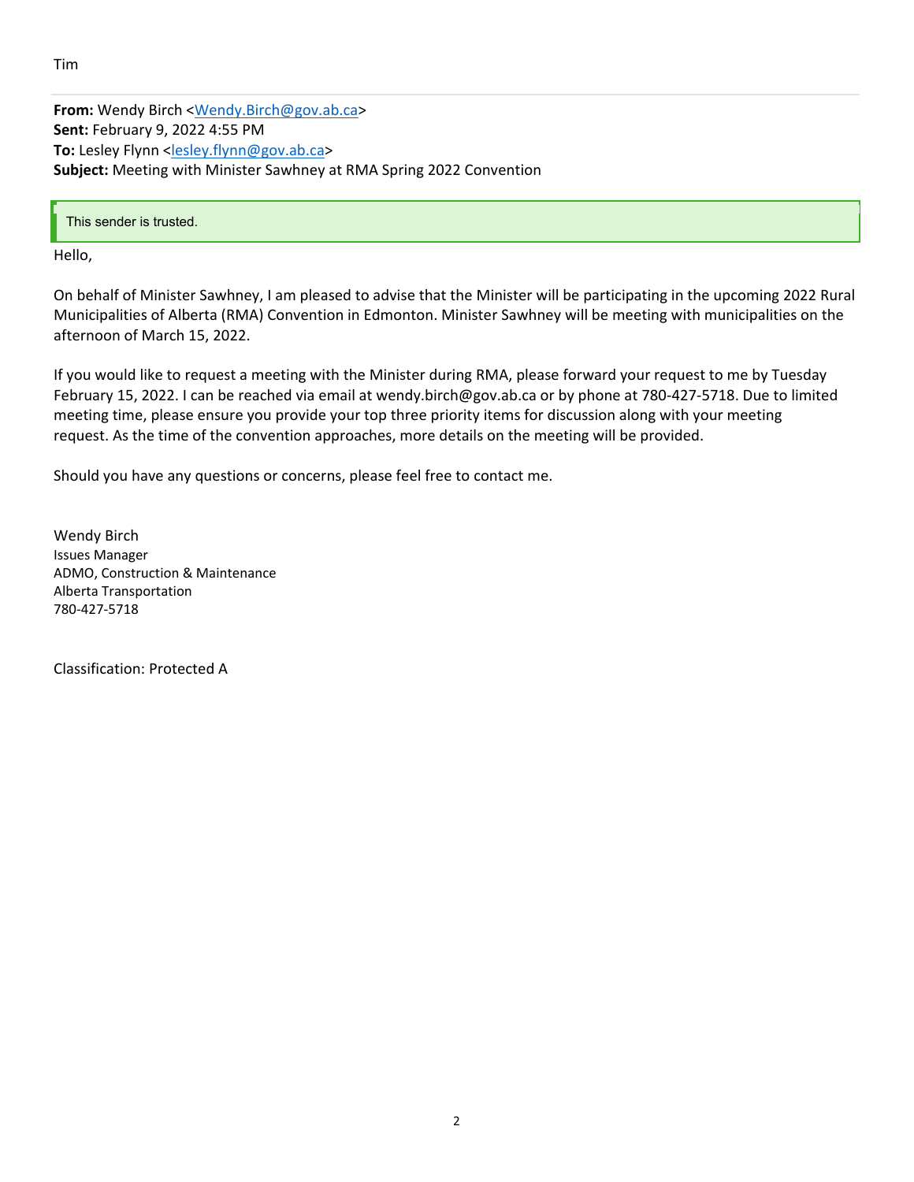Tim

---

**From:** Wendy Birch <Wendy.Birch@gov.ab.ca>
**Sent:** February 9, 2022 4:55 PM
**To:** Lesley Flynn <lesley.flynn@gov.ab.ca>
**Subject:** Meeting with Minister Sawhney at RMA Spring 2022 Convention

This sender is trusted.

Hello,

On behalf of Minister Sawhney, I am pleased to advise that the Minister will be participating in the upcoming 2022 Rural Municipalities of Alberta (RMA) Convention in Edmonton. Minister Sawhney will be meeting with municipalities on the afternoon of March 15, 2022.

If you would like to request a meeting with the Minister during RMA, please forward your request to me by Tuesday February 15, 2022. I can be reached via email at wendy.birch@gov.ab.ca or by phone at 780-427-5718. Due to limited meeting time, please ensure you provide your top three priority items for discussion along with your meeting request. As the time of the convention approaches, more details on the meeting will be provided.

Should you have any questions or concerns, please feel free to contact me.

Wendy Birch
Issues Manager
ADMO, Construction & Maintenance
Alberta Transportation
780-427-5718

Classification: Protected A